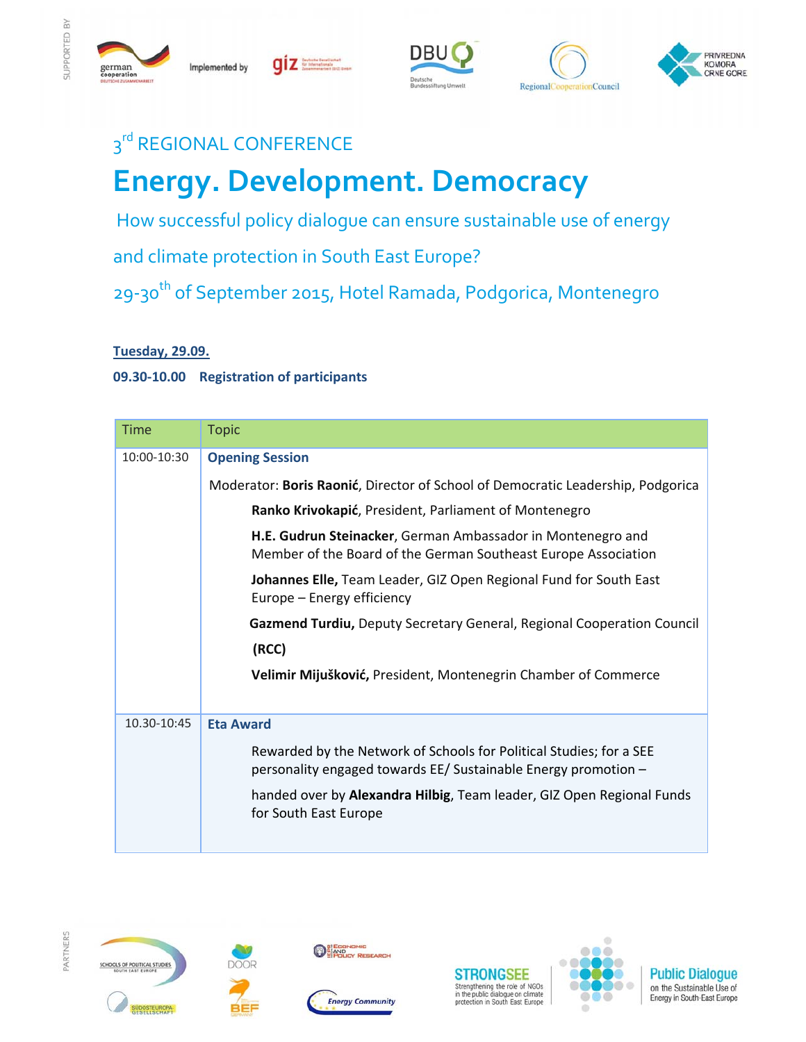3rd REGIONAL CONFERENCE

# Energy. Development. Democracy

## How successful policy dialogue can ensure sustainable use of energy and climate protection in South East Europe?

29-30th of September 2015, Hotel Ramada, Podgorica, Montenegro

**Tuesday, 29.09.**

**09.30-10.00 Registration of participants**

| Time | Topic |
|---|---|
| 10:00-10:30 | **Opening Session**<br>Moderator: **Boris Raonić**, Director of School of Democratic Leadership, Podgorica<br>**Ranko Krivokapić**, President, Parliament of Montenegro<br>**H.E. Gudrun Steinacker**, German Ambassador in Montenegro and Member of the Board of the German Southeast Europe Association<br>**Johannes Elle,** Team Leader, GIZ Open Regional Fund for South East Europe – Energy efficiency<br>**Gazmend Turdiu,** Deputy Secretary General, Regional Cooperation Council **(RCC)**<br>**Velimir Mijušković,** President, Montenegrin Chamber of Commerce |
| 10.30-10:45 | **Eta Award**<br>Rewarded by the Network of Schools for Political Studies; for a SEE personality engaged towards EE/ Sustainable Energy promotion –<br>handed over by **Alexandra Hilbig**, Team leader, GIZ Open Regional Funds for South East Europe |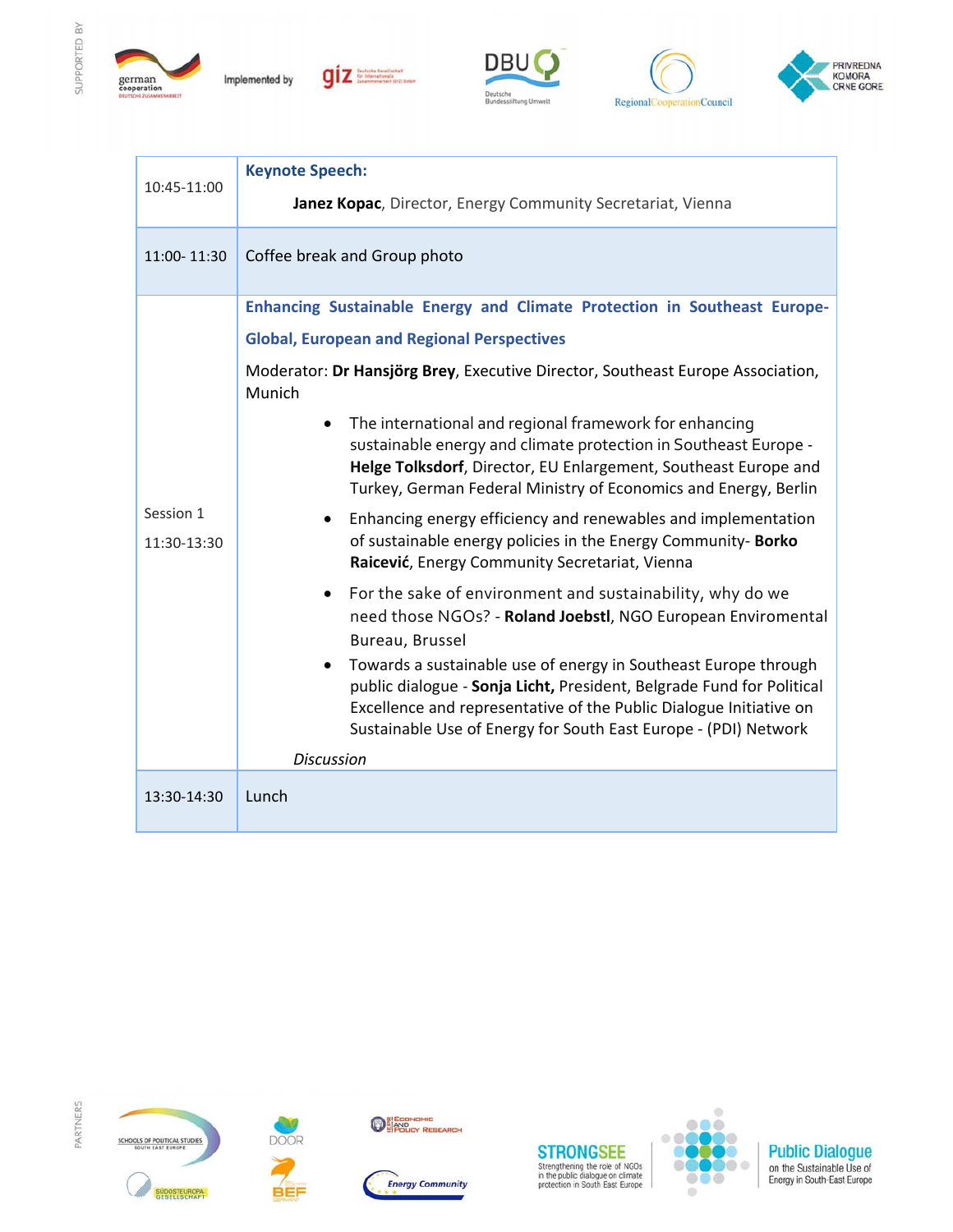| | |
|---|---|
| 10:45-11:00 | **Keynote Speech:**<br><br>**Janez Kopac**, Director, Energy Community Secretariat, Vienna |
| 11:00- 11:30 | Coffee break and Group photo |
| Session 1<br><br>11:30-13:30 | **Enhancing Sustainable Energy and Climate Protection in Southeast Europe- Global, European and Regional Perspectives**<br><br>Moderator: **Dr Hansjörg Brey**, Executive Director, Southeast Europe Association, Munich<br><br>• The international and regional framework for enhancing sustainable energy and climate protection in Southeast Europe - **Helge Tolksdorf**, Director, EU Enlargement, Southeast Europe and Turkey, German Federal Ministry of Economics and Energy, Berlin<br>• Enhancing energy efficiency and renewables and implementation of sustainable energy policies in the Energy Community- **Borko Raicević**, Energy Community Secretariat, Vienna<br>• For the sake of environment and sustainability, why do we need those NGOs? - **Roland Joebstl**, NGO European Enviromental Bureau, Brussel<br>• Towards a sustainable use of energy in Southeast Europe through public dialogue - **Sonja Licht,** President, Belgrade Fund for Political Excellence and representative of the Public Dialogue Initiative on Sustainable Use of Energy for South East Europe - (PDI) Network<br><br>*Discussion* |
| 13:30-14:30 | Lunch |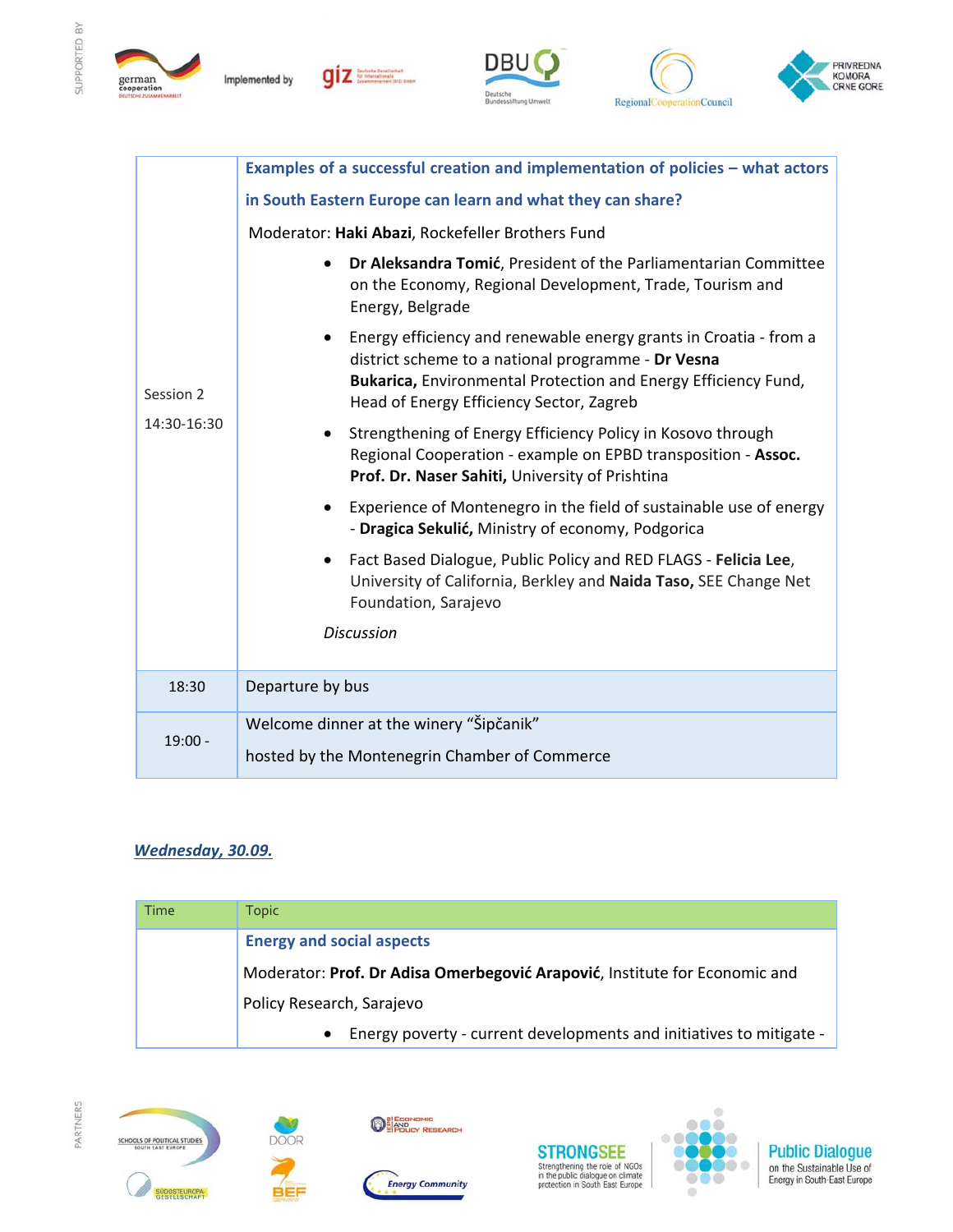| | |
|---|---|
| Session 2<br><br>14:30-16:30 | **Examples of a successful creation and implementation of policies – what actors in South Eastern Europe can learn and what they can share?**<br><br>Moderator: **Haki Abazi**, Rockefeller Brothers Fund<br><br>• **Dr Aleksandra Tomić**, President of the Parliamentarian Committee on the Economy, Regional Development, Trade, Tourism and Energy, Belgrade<br><br>• Energy efficiency and renewable energy grants in Croatia - from a district scheme to a national programme - **Dr Vesna Bukarica,** Environmental Protection and Energy Efficiency Fund, Head of Energy Efficiency Sector, Zagreb<br><br>• Strengthening of Energy Efficiency Policy in Kosovo through Regional Cooperation - example on EPBD transposition - **Assoc. Prof. Dr. Naser Sahiti,** University of Prishtina<br><br>• Experience of Montenegro in the field of sustainable use of energy - **Dragica Sekulić,** Ministry of economy, Podgorica<br><br>• Fact Based Dialogue, Public Policy and RED FLAGS - **Felicia Lee**, University of California, Berkley and **Naida Taso,** SEE Change Net Foundation, Sarajevo<br><br>*Discussion* |
| 18:30 | Departure by bus |
| 19:00 - | Welcome dinner at the winery "Šipčanik"<br><br>hosted by the Montenegrin Chamber of Commerce |

***Wednesday, 30.09.***

| Time | Topic |
|---|---|
| | **Energy and social aspects**<br><br>Moderator: **Prof. Dr Adisa Omerbegović Arapović**, Institute for Economic and Policy Research, Sarajevo<br><br>• Energy poverty - current developments and initiatives to mitigate - |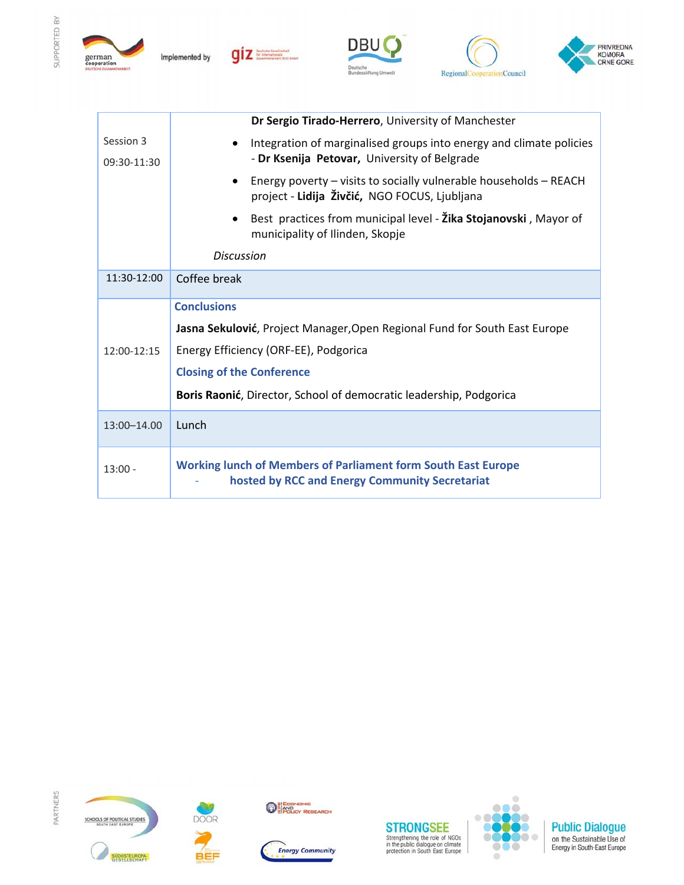| | |
|---|---|
| Session 3<br>09:30-11:30 | **Dr Sergio Tirado-Herrero**, University of Manchester<br>• Integration of marginalised groups into energy and climate policies - **Dr Ksenija Petovar,** University of Belgrade<br>• Energy poverty – visits to socially vulnerable households – REACH project - **Lidija Živčić,** NGO FOCUS, Ljubljana<br>• Best practices from municipal level - **Žika Stojanovski** , Mayor of municipality of Ilinden, Skopje<br>*Discussion* |
| 11:30-12:00 | Coffee break |
| 12:00-12:15 | **Conclusions**<br>**Jasna Sekulović**, Project Manager,Open Regional Fund for South East Europe Energy Efficiency (ORF-EE), Podgorica<br>**Closing of the Conference**<br>**Boris Raonić**, Director, School of democratic leadership, Podgorica |
| 13:00–14.00 | Lunch |
| 13:00 - | **Working lunch of Members of Parliament form South East Europe - hosted by RCC and Energy Community Secretariat** |